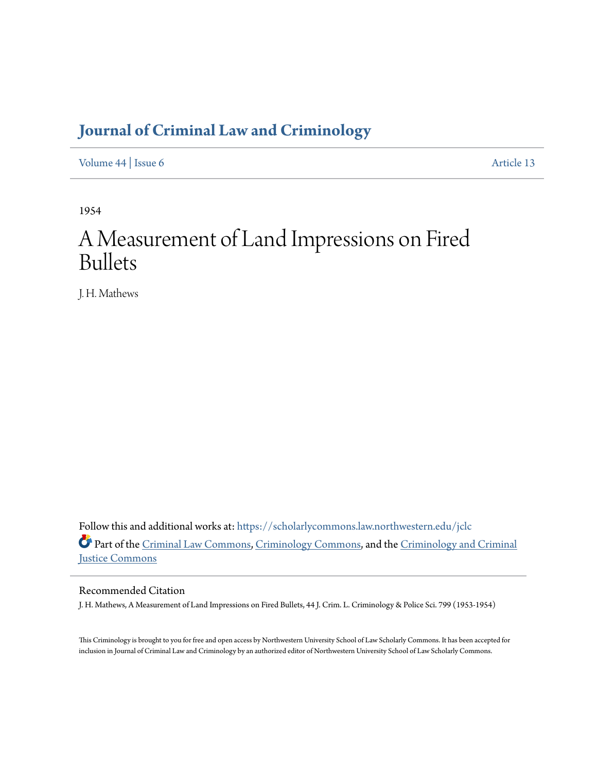# Journal of Criminal Law and Criminology

Volume 44 | Issue 6 Article 13

1954

# A Measurement of Land Impressions on Fired Bullets

J. H. Mathews

Follow this and additional works at: https://scholarlycommons.law.northwestern.edu/jclc

Part of the Criminal Law Commons, Criminology Commons, and the Criminology and Criminal Justice Commons

## Recommended Citation

J. H. Mathews, A Measurement of Land Impressions on Fired Bullets, 44 J. Crim. L. Criminology & Police Sci. 799 (1953-1954)

This Criminology is brought to you for free and open access by Northwestern University School of Law Scholarly Commons. It has been accepted for inclusion in Journal of Criminal Law and Criminology by an authorized editor of Northwestern University School of Law Scholarly Commons.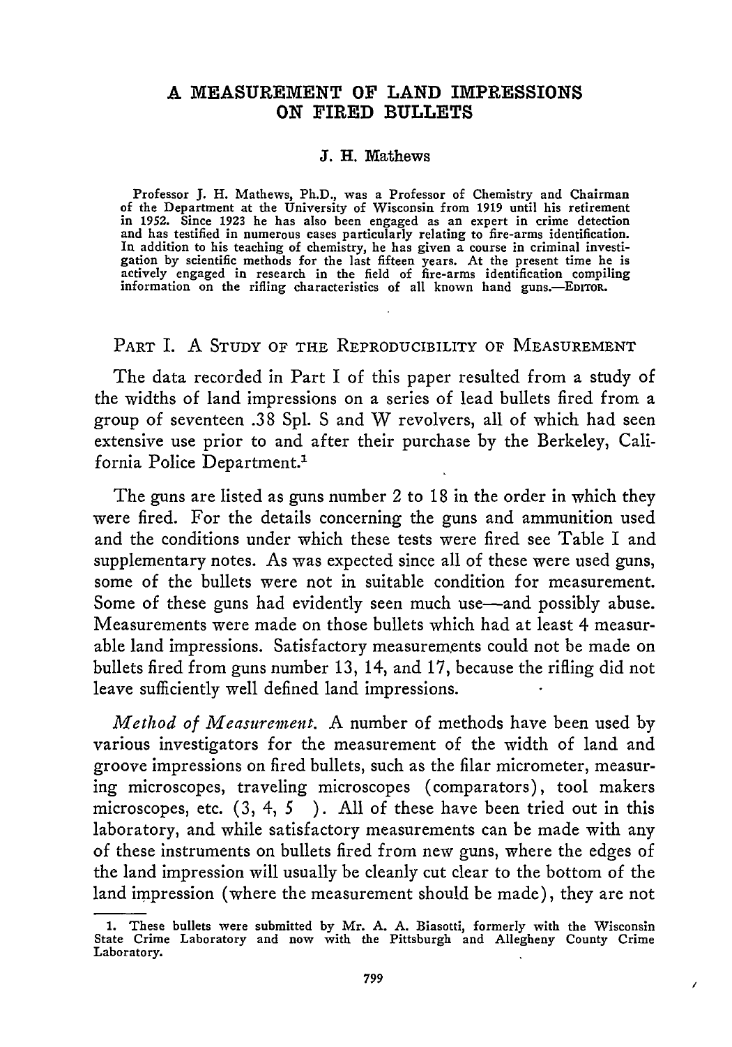# A MEASUREMENT OF LAND IMPRESSIONS ON FIRED BULLETS

J. H. Mathews

Professor J. H. Mathews, Ph.D., was a Professor of Chemistry and Chairman of the Department at the University of Wisconsin from 1919 until his retirement in 1952. Since 1923 he has also been engaged as an expert in crime detection and has testified in numerous cases particularly relating to fire-arms identification. In addition to his teaching of chemistry, he has given a course in criminal investigation by scientific methods for the last fifteen years. At the present time he is actively engaged in research in the field of fire-arms identification compiling information on the rifling characteristics of all known hand guns.—EDITOR.

## PART I. A STUDY OF THE REPRODUCIBILITY OF MEASUREMENT

The data recorded in Part I of this paper resulted from a study of the widths of land impressions on a series of lead bullets fired from a group of seventeen .38 Spl. S and W revolvers, all of which had seen extensive use prior to and after their purchase by the Berkeley, California Police Department.[1]

The guns are listed as guns number 2 to 18 in the order in which they were fired. For the details concerning the guns and ammunition used and the conditions under which these tests were fired see Table I and supplementary notes. As was expected since all of these were used guns, some of the bullets were not in suitable condition for measurement. Some of these guns had evidently seen much use—and possibly abuse. Measurements were made on those bullets which had at least 4 measurable land impressions. Satisfactory measurements could not be made on bullets fired from guns number 13, 14, and 17, because the rifling did not leave sufficiently well defined land impressions.

*Method of Measurement.* A number of methods have been used by various investigators for the measurement of the width of land and groove impressions on fired bullets, such as the filar micrometer, measuring microscopes, traveling microscopes (comparators), tool makers microscopes, etc. (3, 4, 5 ). All of these have been tried out in this laboratory, and while satisfactory measurements can be made with any of these instruments on bullets fired from new guns, where the edges of the land impression will usually be cleanly cut clear to the bottom of the land impression (where the measurement should be made), they are not

1. These bullets were submitted by Mr. A. A. Biasotti, formerly with the Wisconsin State Crime Laboratory and now with the Pittsburgh and Allegheny County Crime Laboratory.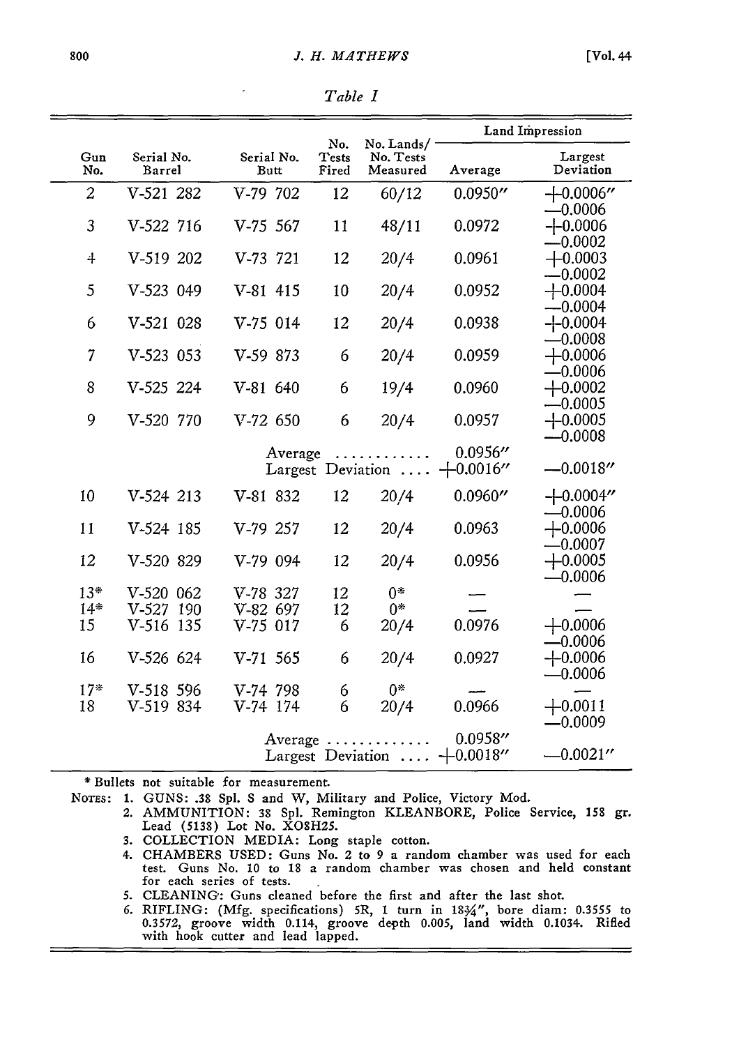*Table I*

| Gun No. | Serial No. Barrel | Serial No. Butt | No. Tests Fired | No. Lands/ No. Tests Measured | Land Impression | |
|---|---|---|---|---|---|---|
| | | | | | Average | Largest Deviation |
| 2 | V-521 282 | V-79 702 | 12 | 60/12 | 0.0950″ | +0.0006″ −0.0006 |
| 3 | V-522 716 | V-75 567 | 11 | 48/11 | 0.0972 | +0.0006 −0.0002 |
| 4 | V-519 202 | V-73 721 | 12 | 20/4 | 0.0961 | +0.0003 −0.0002 |
| 5 | V-523 049 | V-81 415 | 10 | 20/4 | 0.0952 | +0.0004 −0.0004 |
| 6 | V-521 028 | V-75 014 | 12 | 20/4 | 0.0938 | +0.0004 −0.0008 |
| 7 | V-523 053 | V-59 873 | 6 | 20/4 | 0.0959 | +0.0006 −0.0006 |
| 8 | V-525 224 | V-81 640 | 6 | 19/4 | 0.0960 | +0.0002 −0.0005 |
| 9 | V-520 770 | V-72 650 | 6 | 20/4 | 0.0957 | +0.0005 −0.0008 |
| | | Average ............ | | | 0.0956″ | |
| | | Largest Deviation .... | | | +0.0016″ | −0.0018″ |
| 10 | V-524 213 | V-81 832 | 12 | 20/4 | 0.0960″ | +0.0004″ −0.0006 |
| 11 | V-524 185 | V-79 257 | 12 | 20/4 | 0.0963 | +0.0006 −0.0007 |
| 12 | V-520 829 | V-79 094 | 12 | 20/4 | 0.0956 | +0.0005 −0.0006 |
| 13* | V-520 062 | V-78 327 | 12 | 0* | — | — |
| 14* | V-527 190 | V-82 697 | 12 | 0* | — | — |
| 15 | V-516 135 | V-75 017 | 6 | 20/4 | 0.0976 | +0.0006 −0.0006 |
| 16 | V-526 624 | V-71 565 | 6 | 20/4 | 0.0927 | +0.0006 −0.0006 |
| 17* | V-518 596 | V-74 798 | 6 | 0* | — | — |
| 18 | V-519 834 | V-74 174 | 6 | 20/4 | 0.0966 | +0.0011 −0.0009 |
| | | Average ............. | | | 0.0958″ | |
| | | Largest Deviation .... | | | +0.0018″ | −0.0021″ |

\* Bullets not suitable for measurement.

NOTES:
1. GUNS: .38 Spl. S and W, Military and Police, Victory Mod.
2. AMMUNITION: 38 Spl. Remington KLEANBORE, Police Service, 158 gr. Lead (5138) Lot No. XO8H25.
3. COLLECTION MEDIA: Long staple cotton.
4. CHAMBERS USED: Guns No. 2 to 9 a random chamber was used for each test. Guns No. 10 to 18 a random chamber was chosen and held constant for each series of tests.
5. CLEANING: Guns cleaned before the first and after the last shot.
6. RIFLING: (Mfg. specifications) 5R, 1 turn in 18¾″, bore diam: 0.3555 to 0.3572, groove width 0.114, groove depth 0.005, land width 0.1034. Rifled with hook cutter and lead lapped.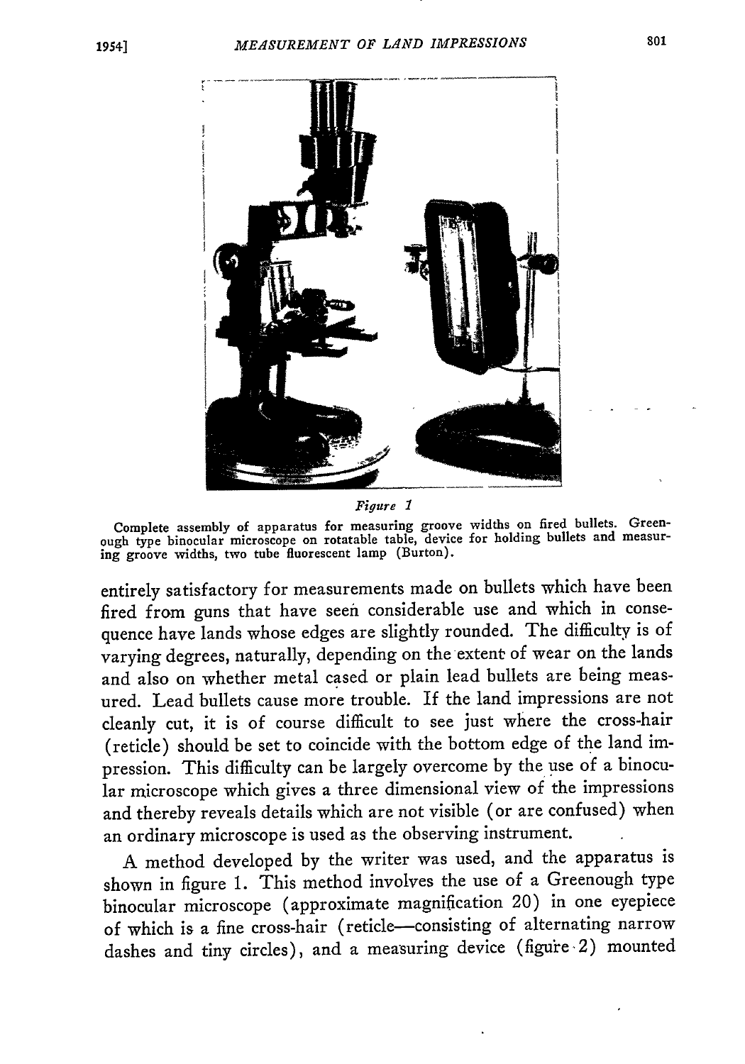*Figure 1*

Complete assembly of apparatus for measuring groove widths on fired bullets. Greenough type binocular microscope on rotatable table, device for holding bullets and measuring groove widths, two tube fluorescent lamp (Burton).

entirely satisfactory for measurements made on bullets which have been fired from guns that have seen considerable use and which in consequence have lands whose edges are slightly rounded. The difficulty is of varying degrees, naturally, depending on the extent of wear on the lands and also on whether metal cased or plain lead bullets are being measured. Lead bullets cause more trouble. If the land impressions are not cleanly cut, it is of course difficult to see just where the cross-hair (reticle) should be set to coincide with the bottom edge of the land impression. This difficulty can be largely overcome by the use of a binocular microscope which gives a three dimensional view of the impressions and thereby reveals details which are not visible (or are confused) when an ordinary microscope is used as the observing instrument.

A method developed by the writer was used, and the apparatus is shown in figure 1. This method involves the use of a Greenough type binocular microscope (approximate magnification 20) in one eyepiece of which is a fine cross-hair (reticle—consisting of alternating narrow dashes and tiny circles), and a measuring device (figure 2) mounted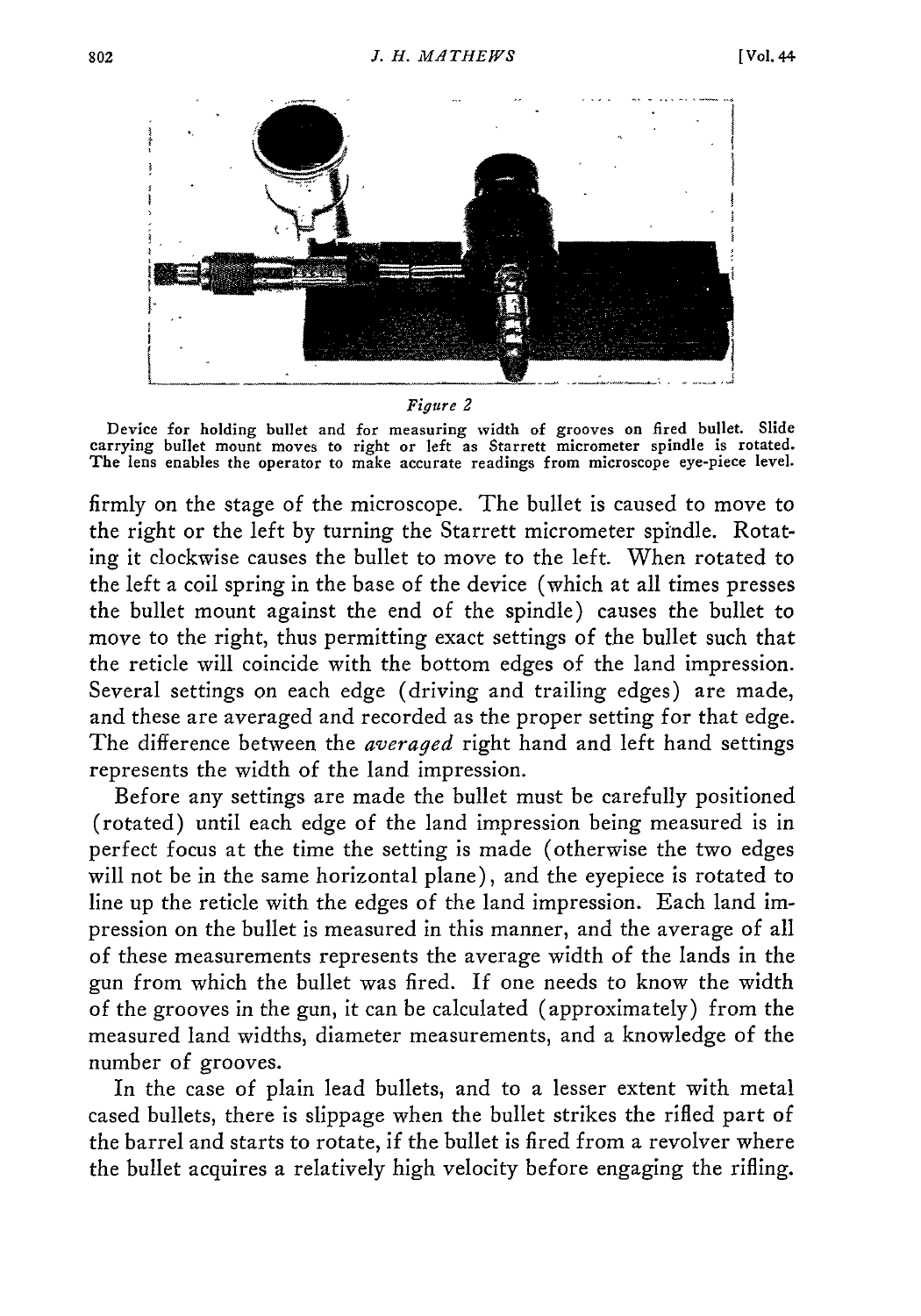*Figure 2*

Device for holding bullet and for measuring width of grooves on fired bullet. Slide carrying bullet mount moves to right or left as Starrett micrometer spindle is rotated. The lens enables the operator to make accurate readings from microscope eye-piece level.

firmly on the stage of the microscope. The bullet is caused to move to the right or the left by turning the Starrett micrometer spindle. Rotating it clockwise causes the bullet to move to the left. When rotated to the left a coil spring in the base of the device (which at all times presses the bullet mount against the end of the spindle) causes the bullet to move to the right, thus permitting exact settings of the bullet such that the reticle will coincide with the bottom edges of the land impression. Several settings on each edge (driving and trailing edges) are made, and these are averaged and recorded as the proper setting for that edge. The difference between the *averaged* right hand and left hand settings represents the width of the land impression.

Before any settings are made the bullet must be carefully positioned (rotated) until each edge of the land impression being measured is in perfect focus at the time the setting is made (otherwise the two edges will not be in the same horizontal plane), and the eyepiece is rotated to line up the reticle with the edges of the land impression. Each land impression on the bullet is measured in this manner, and the average of all of these measurements represents the average width of the lands in the gun from which the bullet was fired. If one needs to know the width of the grooves in the gun, it can be calculated (approximately) from the measured land widths, diameter measurements, and a knowledge of the number of grooves.

In the case of plain lead bullets, and to a lesser extent with metal cased bullets, there is slippage when the bullet strikes the rifled part of the barrel and starts to rotate, if the bullet is fired from a revolver where the bullet acquires a relatively high velocity before engaging the rifling.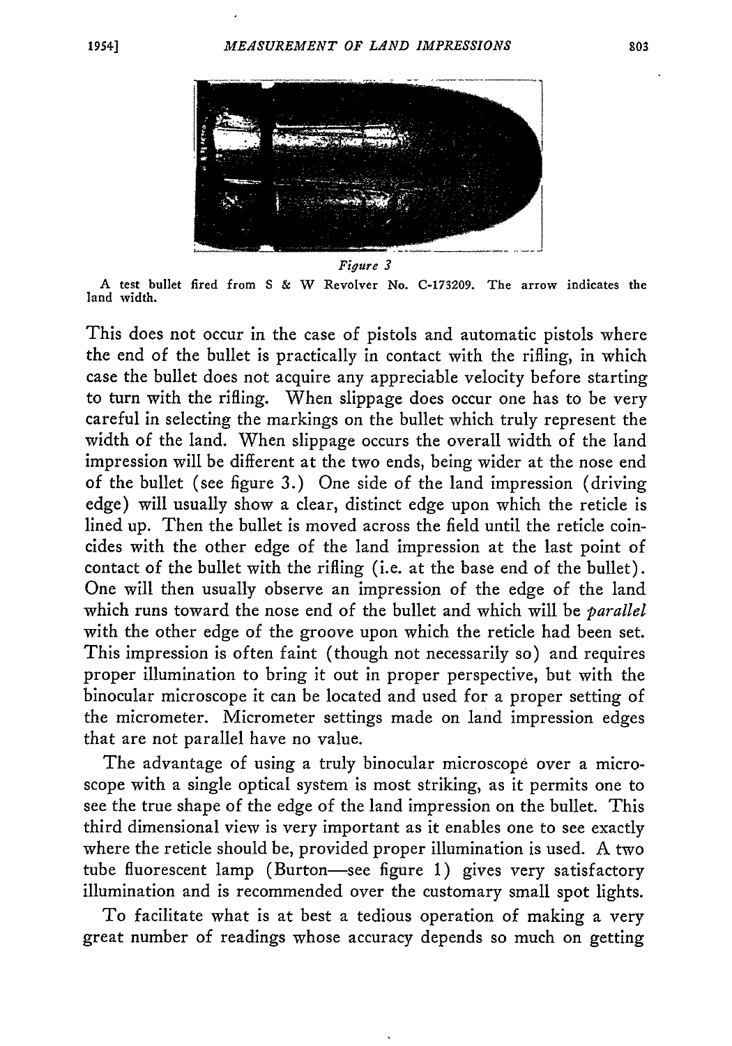*Figure 3*

A test bullet fired from S & W Revolver No. C-173209. The arrow indicates the land width.

This does not occur in the case of pistols and automatic pistols where the end of the bullet is practically in contact with the rifling, in which case the bullet does not acquire any appreciable velocity before starting to turn with the rifling. When slippage does occur one has to be very careful in selecting the markings on the bullet which truly represent the width of the land. When slippage occurs the overall width of the land impression will be different at the two ends, being wider at the nose end of the bullet (see figure 3.) One side of the land impression (driving edge) will usually show a clear, distinct edge upon which the reticle is lined up. Then the bullet is moved across the field until the reticle coincides with the other edge of the land impression at the last point of contact of the bullet with the rifling (i.e. at the base end of the bullet). One will then usually observe an impression of the edge of the land which runs toward the nose end of the bullet and which will be *parallel* with the other edge of the groove upon which the reticle had been set. This impression is often faint (though not necessarily so) and requires proper illumination to bring it out in proper perspective, but with the binocular microscope it can be located and used for a proper setting of the micrometer. Micrometer settings made on land impression edges that are not parallel have no value.

The advantage of using a truly binocular microscope over a microscope with a single optical system is most striking, as it permits one to see the true shape of the edge of the land impression on the bullet. This third dimensional view is very important as it enables one to see exactly where the reticle should be, provided proper illumination is used. A two tube fluorescent lamp (Burton—see figure 1) gives very satisfactory illumination and is recommended over the customary small spot lights.

To facilitate what is at best a tedious operation of making a very great number of readings whose accuracy depends so much on getting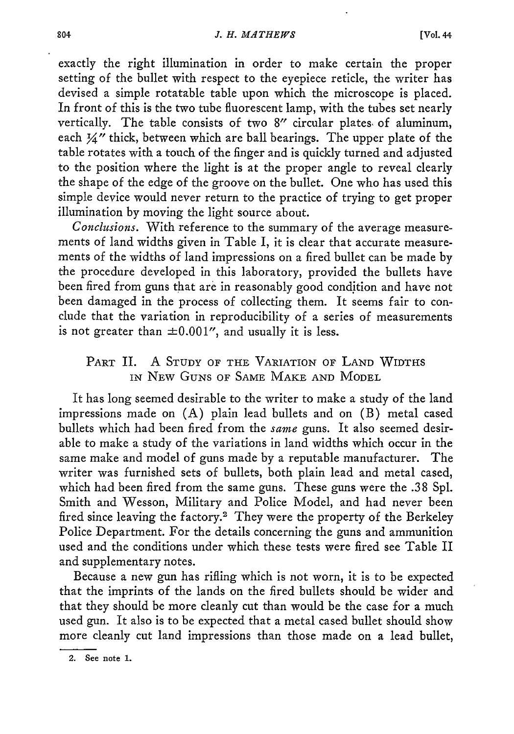exactly the right illumination in order to make certain the proper setting of the bullet with respect to the eyepiece reticle, the writer has devised a simple rotatable table upon which the microscope is placed. In front of this is the two tube fluorescent lamp, with the tubes set nearly vertically. The table consists of two 8″ circular plates of aluminum, each ¼″ thick, between which are ball bearings. The upper plate of the table rotates with a touch of the finger and is quickly turned and adjusted to the position where the light is at the proper angle to reveal clearly the shape of the edge of the groove on the bullet. One who has used this simple device would never return to the practice of trying to get proper illumination by moving the light source about.

*Conclusions.* With reference to the summary of the average measurements of land widths given in Table I, it is clear that accurate measurements of the widths of land impressions on a fired bullet can be made by the procedure developed in this laboratory, provided the bullets have been fired from guns that are in reasonably good condition and have not been damaged in the process of collecting them. It seems fair to conclude that the variation in reproducibility of a series of measurements is not greater than $\pm 0.001''$, and usually it is less.

## Part II. A Study of the Variation of Land Widths in New Guns of Same Make and Model

It has long seemed desirable to the writer to make a study of the land impressions made on (A) plain lead bullets and on (B) metal cased bullets which had been fired from the *same* guns. It also seemed desirable to make a study of the variations in land widths which occur in the same make and model of guns made by a reputable manufacturer. The writer was furnished sets of bullets, both plain lead and metal cased, which had been fired from the same guns. These guns were the .38 Spl. Smith and Wesson, Military and Police Model, and had never been fired since leaving the factory.[2] They were the property of the Berkeley Police Department. For the details concerning the guns and ammunition used and the conditions under which these tests were fired see Table II and supplementary notes.

Because a new gun has rifling which is not worn, it is to be expected that the imprints of the lands on the fired bullets should be wider and that they should be more cleanly cut than would be the case for a much used gun. It also is to be expected that a metal cased bullet should show more cleanly cut land impressions than those made on a lead bullet,

2. See note 1.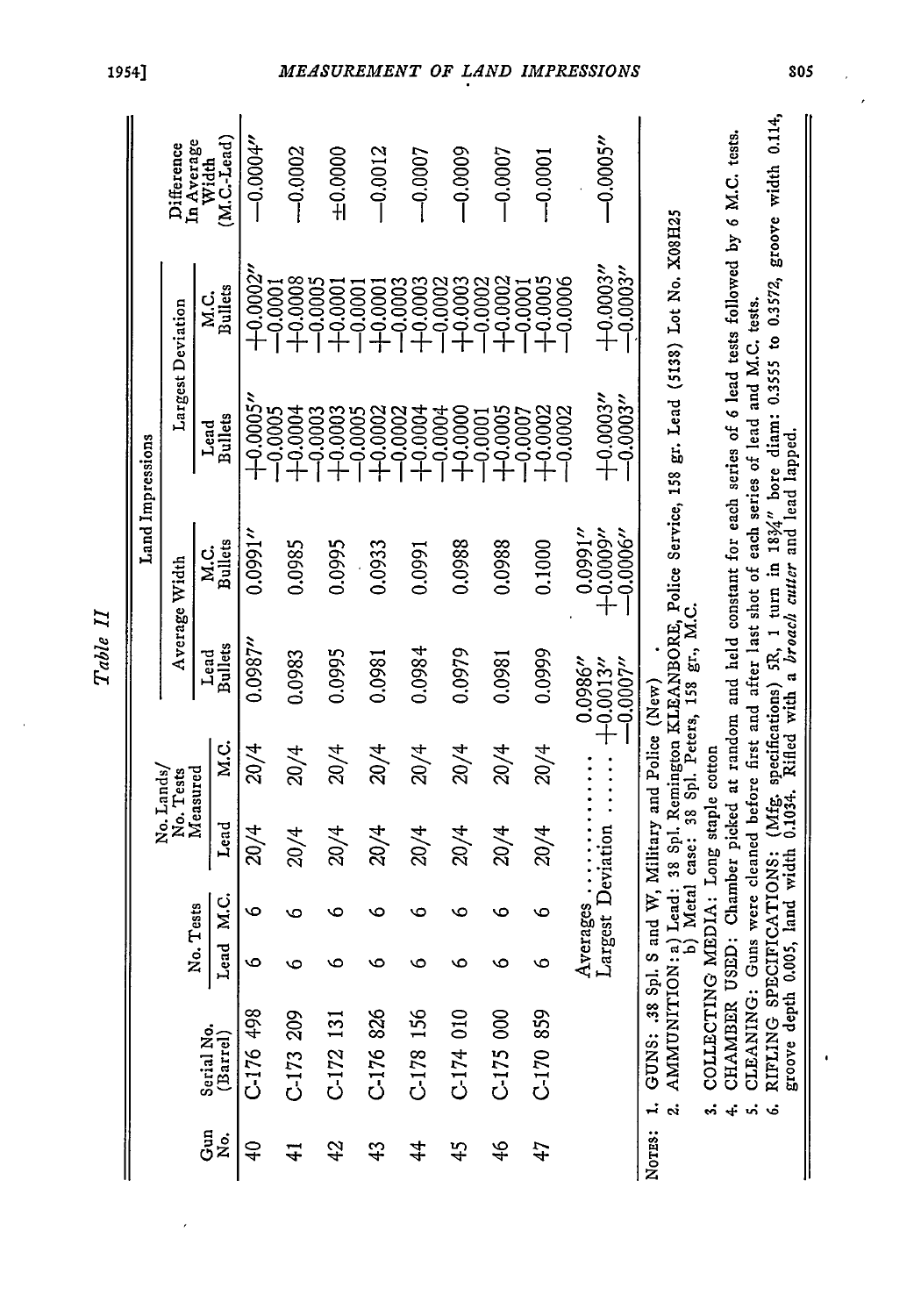*Table II*

| Gun No. | Serial No. (Barrel) | No. Tests | | No. Lands/ No. Tests Measured | | Land Impressions | | | | | |
|---|---|---|---|---|---|---|---|---|---|---|---|
| | | | | | | Average Width | | Largest Deviation | | | Difference In Average Width (M.C.-Lead) |
| | | Lead | M.C. | Lead | M.C. | Lead Bullets | M.C. Bullets | Lead Bullets | M.C. Bullets | |
| 40 | C-176 498 | 6 | 6 | 20/4 | 20/4 | 0.0987″ | 0.0991″ | +0.0005″ −0.0005 | +0.0002″ −0.0001 | −0.0004″ |
| 41 | C-173 209 | 6 | 6 | 20/4 | 20/4 | 0.0983 | 0.0985 | +0.0004 −0.0003 | +0.0008 −0.0005 | −0.0002 |
| 42 | C-172 131 | 6 | 6 | 20/4 | 20/4 | 0.0995 | 0.0995 | +0.0003 −0.0005 | +0.0001 −0.0001 | ±0.0000 |
| 43 | C-176 826 | 6 | 6 | 20/4 | 20/4 | 0.0981 | 0.0933 | +0.0002 −0.0002 | +0.0001 −0.0003 | −0.0012 |
| 44 | C-178 156 | 6 | 6 | 20/4 | 20/4 | 0.0984 | 0.0991 | +0.0004 −0.0004 | +0.0003 −0.0002 | −0.0007 |
| 45 | C-174 010 | 6 | 6 | 20/4 | 20/4 | 0.0979 | 0.0988 | +0.0000 −0.0001 | +0.0003 −0.0002 | −0.0009 |
| 46 | C-175 000 | 6 | 6 | 20/4 | 20/4 | 0.0981 | 0.0988 | +0.0005 −0.0007 | +0.0002 −0.0001 | −0.0007 |
| 47 | C-170 859 | 6 | 6 | 20/4 | 20/4 | 0.0999 | 0.1000 | +0.0002 −0.0002 | +0.0005 −0.0006 | −0.0001 |
| | Averages .......... | | | | | 0.0986″ | 0.0991″ | | | −0.0005″ |
| | Largest Deviation ...... | | | | | +0.0013″ −0.0007″ | +0.0009″ −0.0006″ | +0.0003″ −0.0003″ | +0.0003″ −0.0003″ | |

NOTES:
1. GUNS: .38 Spl. S and W, Military and Police (New)
2. AMMUNITION: a) Lead: 38 Spl. Remington KLEANBORE, Police Service, 158 gr. Lead (5138) Lot No. X08H25
   b) Metal case: 38 Spl. Peters, 158 gr., M.C.
3. COLLECTING MEDIA: Long staple cotton
4. CHAMBER USED: Chamber picked at random and held constant for each series of 6 lead tests followed by 6 M.C. tests.
5. CLEANING: Guns were cleaned before first and after last shot of each series of lead and M.C. tests.
6. RIFLING SPECIFICATIONS: (Mfg. specifications) 5R, 1 turn in 18¾″ bore diam: 0.3555 to 0.3572, groove width 0.114, groove depth 0.005, land width 0.1034. Rifled with a *broach cutter* and lead lapped.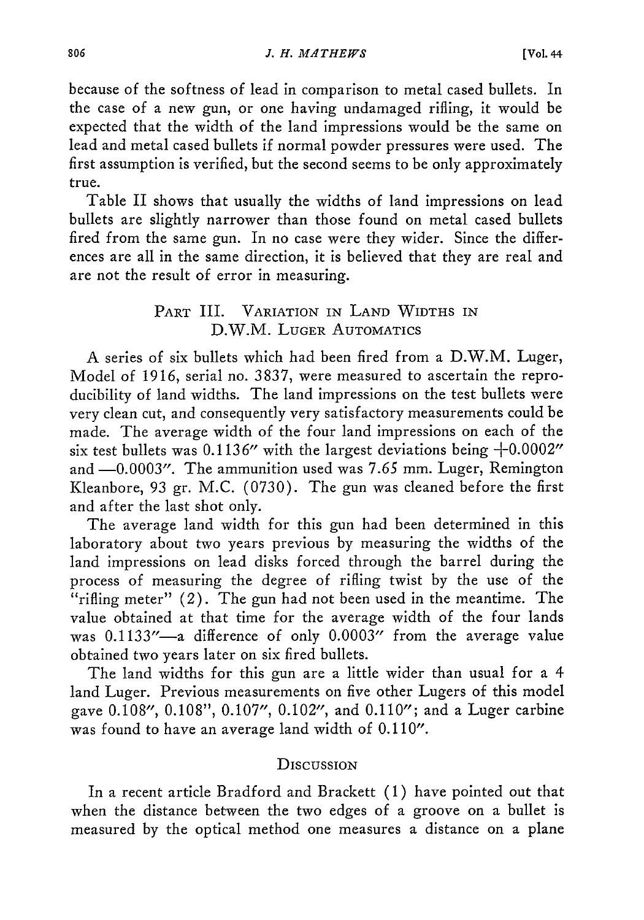because of the softness of lead in comparison to metal cased bullets. In the case of a new gun, or one having undamaged rifling, it would be expected that the width of the land impressions would be the same on lead and metal cased bullets if normal powder pressures were used. The first assumption is verified, but the second seems to be only approximately true.

Table II shows that usually the widths of land impressions on lead bullets are slightly narrower than those found on metal cased bullets fired from the same gun. In no case were they wider. Since the differences are all in the same direction, it is believed that they are real and are not the result of error in measuring.

## Part III. Variation in Land Widths in D.W.M. Luger Automatics

A series of six bullets which had been fired from a D.W.M. Luger, Model of 1916, serial no. 3837, were measured to ascertain the reproducibility of land widths. The land impressions on the test bullets were very clean cut, and consequently very satisfactory measurements could be made. The average width of the four land impressions on each of the six test bullets was 0.1136″ with the largest deviations being +0.0002″ and —0.0003″. The ammunition used was 7.65 mm. Luger, Remington Kleanbore, 93 gr. M.C. (0730). The gun was cleaned before the first and after the last shot only.

The average land width for this gun had been determined in this laboratory about two years previous by measuring the widths of the land impressions on lead disks forced through the barrel during the process of measuring the degree of rifling twist by the use of the "rifling meter" (2). The gun had not been used in the meantime. The value obtained at that time for the average width of the four lands was 0.1133″—a difference of only 0.0003″ from the average value obtained two years later on six fired bullets.

The land widths for this gun are a little wider than usual for a 4 land Luger. Previous measurements on five other Lugers of this model gave 0.108″, 0.108", 0.107″, 0.102″, and 0.110″; and a Luger carbine was found to have an average land width of 0.110″.

## Discussion

In a recent article Bradford and Brackett (1) have pointed out that when the distance between the two edges of a groove on a bullet is measured by the optical method one measures a distance on a plane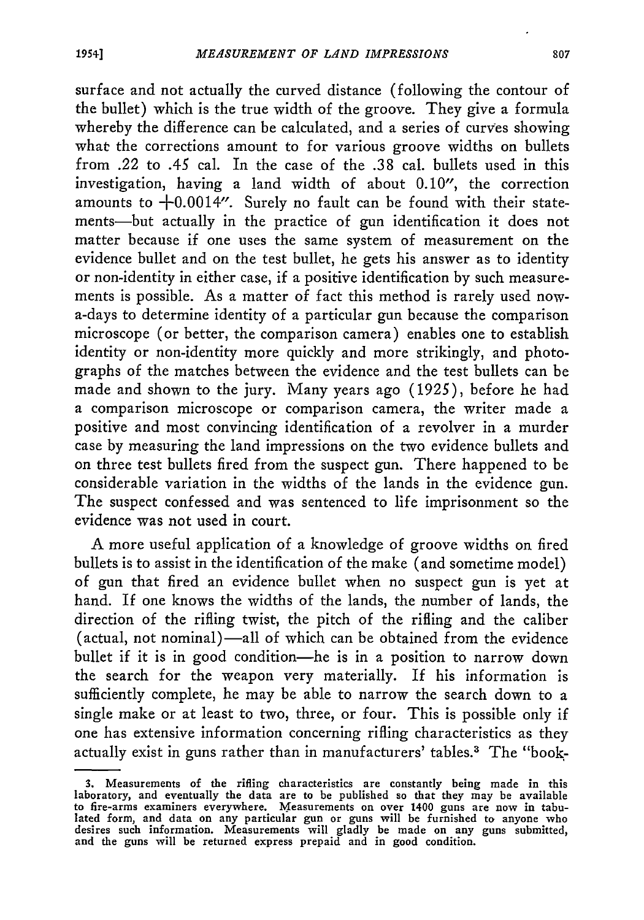surface and not actually the curved distance (following the contour of the bullet) which is the true width of the groove. They give a formula whereby the difference can be calculated, and a series of curves showing what the corrections amount to for various groove widths on bullets from .22 to .45 cal. In the case of the .38 cal. bullets used in this investigation, having a land width of about 0.10″, the correction amounts to +0.0014″. Surely no fault can be found with their statements—but actually in the practice of gun identification it does not matter because if one uses the same system of measurement on the evidence bullet and on the test bullet, he gets his answer as to identity or non-identity in either case, if a positive identification by such measurements is possible. As a matter of fact this method is rarely used now-a-days to determine identity of a particular gun because the comparison microscope (or better, the comparison camera) enables one to establish identity or non-identity more quickly and more strikingly, and photographs of the matches between the evidence and the test bullets can be made and shown to the jury. Many years ago (1925), before he had a comparison microscope or comparison camera, the writer made a positive and most convincing identification of a revolver in a murder case by measuring the land impressions on the two evidence bullets and on three test bullets fired from the suspect gun. There happened to be considerable variation in the widths of the lands in the evidence gun. The suspect confessed and was sentenced to life imprisonment so the evidence was not used in court.

A more useful application of a knowledge of groove widths on fired bullets is to assist in the identification of the make (and sometime model) of gun that fired an evidence bullet when no suspect gun is yet at hand. If one knows the widths of the lands, the number of lands, the direction of the rifling twist, the pitch of the rifling and the caliber (actual, not nominal)—all of which can be obtained from the evidence bullet if it is in good condition—he is in a position to narrow down the search for the weapon very materially. If his information is sufficiently complete, he may be able to narrow the search down to a single make or at least to two, three, or four. This is possible only if one has extensive information concerning rifling characteristics as they actually exist in guns rather than in manufacturers' tables.[3] The "book-

---

3. Measurements of the rifling characteristics are constantly being made in this laboratory, and eventually the data are to be published so that they may be available to fire-arms examiners everywhere. Measurements on over 1400 guns are now in tabulated form, and data on any particular gun or guns will be furnished to anyone who desires such information. Measurements will gladly be made on any guns submitted, and the guns will be returned express prepaid and in good condition.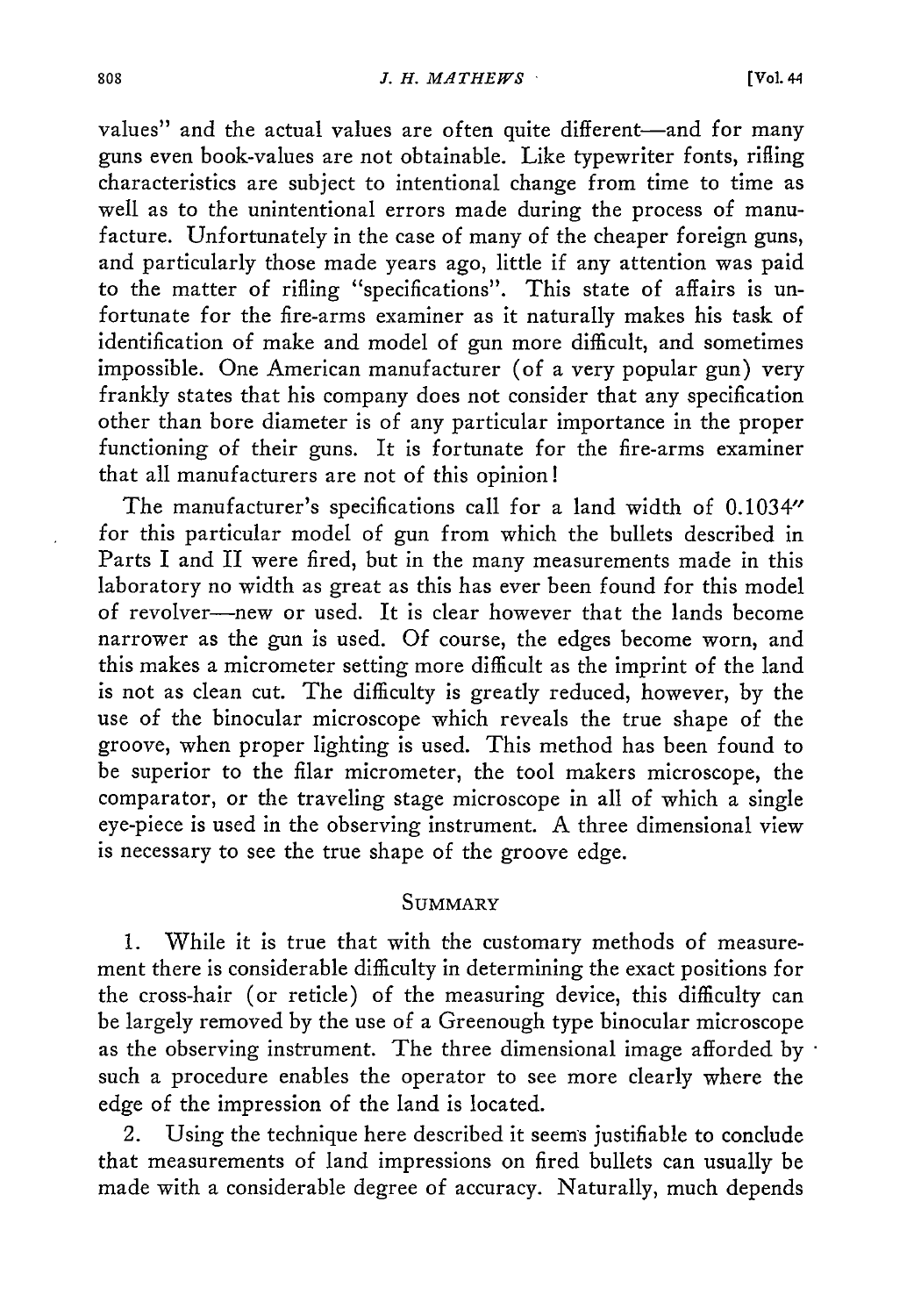values" and the actual values are often quite different—and for many guns even book-values are not obtainable. Like typewriter fonts, rifling characteristics are subject to intentional change from time to time as well as to the unintentional errors made during the process of manufacture. Unfortunately in the case of many of the cheaper foreign guns, and particularly those made years ago, little if any attention was paid to the matter of rifling "specifications". This state of affairs is unfortunate for the fire-arms examiner as it naturally makes his task of identification of make and model of gun more difficult, and sometimes impossible. One American manufacturer (of a very popular gun) very frankly states that his company does not consider that any specification other than bore diameter is of any particular importance in the proper functioning of their guns. It is fortunate for the fire-arms examiner that all manufacturers are not of this opinion!

The manufacturer's specifications call for a land width of 0.1034″ for this particular model of gun from which the bullets described in Parts I and II were fired, but in the many measurements made in this laboratory no width as great as this has ever been found for this model of revolver—new or used. It is clear however that the lands become narrower as the gun is used. Of course, the edges become worn, and this makes a micrometer setting more difficult as the imprint of the land is not as clean cut. The difficulty is greatly reduced, however, by the use of the binocular microscope which reveals the true shape of the groove, when proper lighting is used. This method has been found to be superior to the filar micrometer, the tool makers microscope, the comparator, or the traveling stage microscope in all of which a single eye-piece is used in the observing instrument. A three dimensional view is necessary to see the true shape of the groove edge.

## Summary

1. While it is true that with the customary methods of measurement there is considerable difficulty in determining the exact positions for the cross-hair (or reticle) of the measuring device, this difficulty can be largely removed by the use of a Greenough type binocular microscope as the observing instrument. The three dimensional image afforded by such a procedure enables the operator to see more clearly where the edge of the impression of the land is located.

2. Using the technique here described it seems justifiable to conclude that measurements of land impressions on fired bullets can usually be made with a considerable degree of accuracy. Naturally, much depends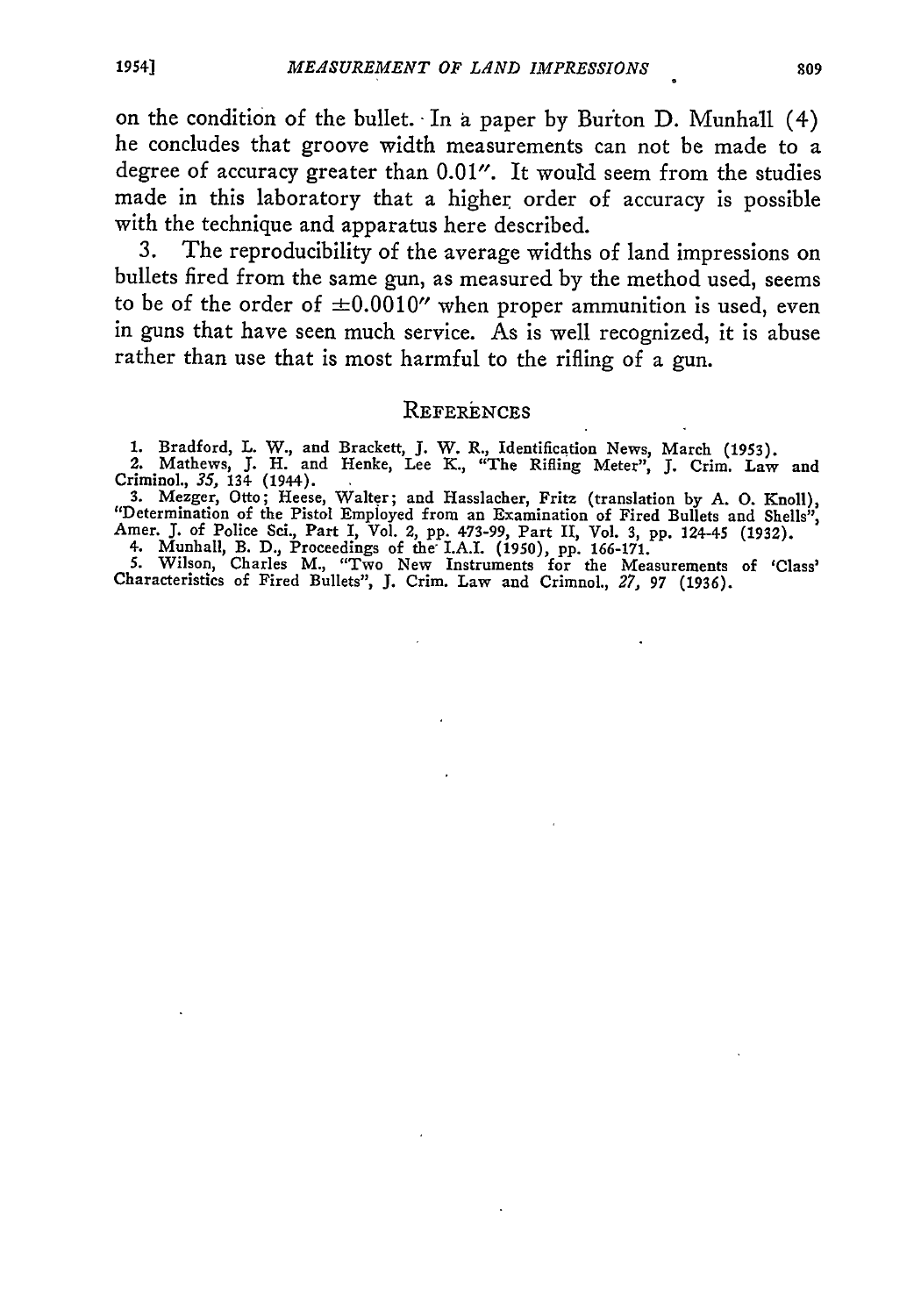on the condition of the bullet. In a paper by Burton D. Munhall (4) he concludes that groove width measurements can not be made to a degree of accuracy greater than 0.01″. It would seem from the studies made in this laboratory that a higher order of accuracy is possible with the technique and apparatus here described.

3. The reproducibility of the average widths of land impressions on bullets fired from the same gun, as measured by the method used, seems to be of the order of ±0.0010″ when proper ammunition is used, even in guns that have seen much service. As is well recognized, it is abuse rather than use that is most harmful to the rifling of a gun.

## References

1. Bradford, L. W., and Brackett, J. W. R., Identification News, March (1953).
2. Mathews, J. H. and Henke, Lee K., "The Rifling Meter", J. Crim. Law and Criminol., *35*, 134 (1944).
3. Mezger, Otto; Heese, Walter; and Hasslacher, Fritz (translation by A. O. Knoll), "Determination of the Pistol Employed from an Examination of Fired Bullets and Shells", Amer. J. of Police Sci., Part I, Vol. 2, pp. 473-99, Part II, Vol. 3, pp. 124-45 (1932).
4. Munhall, B. D., Proceedings of the I.A.I. (1950), pp. 166-171.
5. Wilson, Charles M., "Two New Instruments for the Measurements of 'Class' Characteristics of Fired Bullets", J. Crim. Law and Crimnol., *27*, 97 (1936).